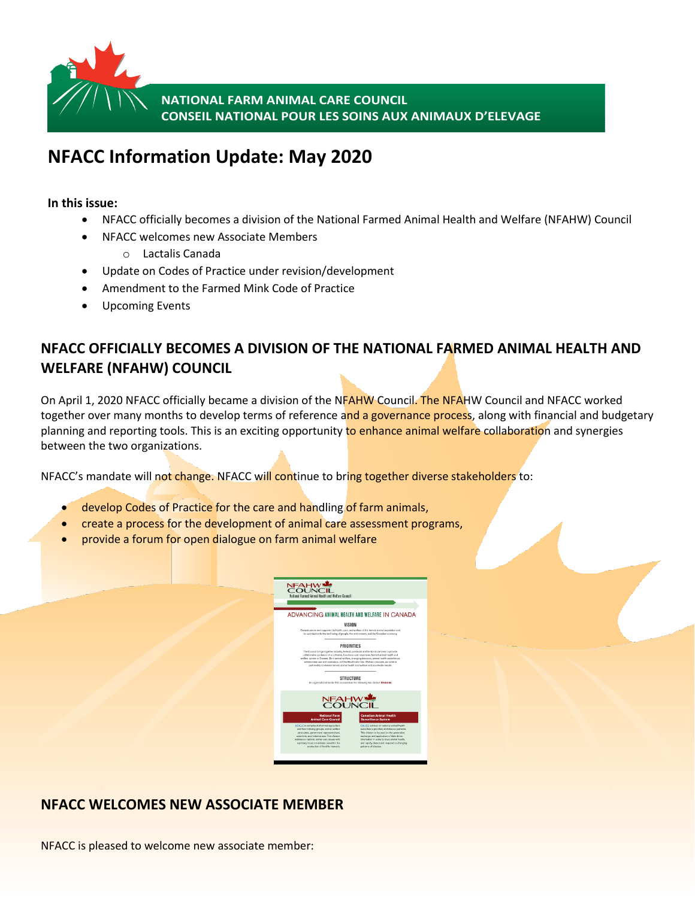NATIONAL FARM ANIMAL CARE COUNCIL
CONSEIL NATIONAL POUR LES SOINS AUX ANIMAUX D'ELEVAGE

# NFACC Information Update: May 2020

**In this issue:**

- NFACC officially becomes a division of the National Farmed Animal Health and Welfare (NFAHW) Council
- NFACC welcomes new Associate Members
  - Lactalis Canada
- Update on Codes of Practice under revision/development
- Amendment to the Farmed Mink Code of Practice
- Upcoming Events

## NFACC OFFICIALLY BECOMES A DIVISION OF THE NATIONAL FARMED ANIMAL HEALTH AND WELFARE (NFAHW) COUNCIL

On April 1, 2020 NFACC officially became a division of the NFAHW Council. The NFAHW Council and NFACC worked together over many months to develop terms of reference and a governance process, along with financial and budgetary planning and reporting tools. This is an exciting opportunity to enhance animal welfare collaboration and synergies between the two organizations.

NFACC's mandate will not change. NFACC will continue to bring together diverse stakeholders to:

- develop Codes of Practice for the care and handling of farm animals,
- create a process for the development of animal care assessment programs,
- provide a forum for open dialogue on farm animal welfare

## NFACC WELCOMES NEW ASSOCIATE MEMBER

NFACC is pleased to welcome new associate member: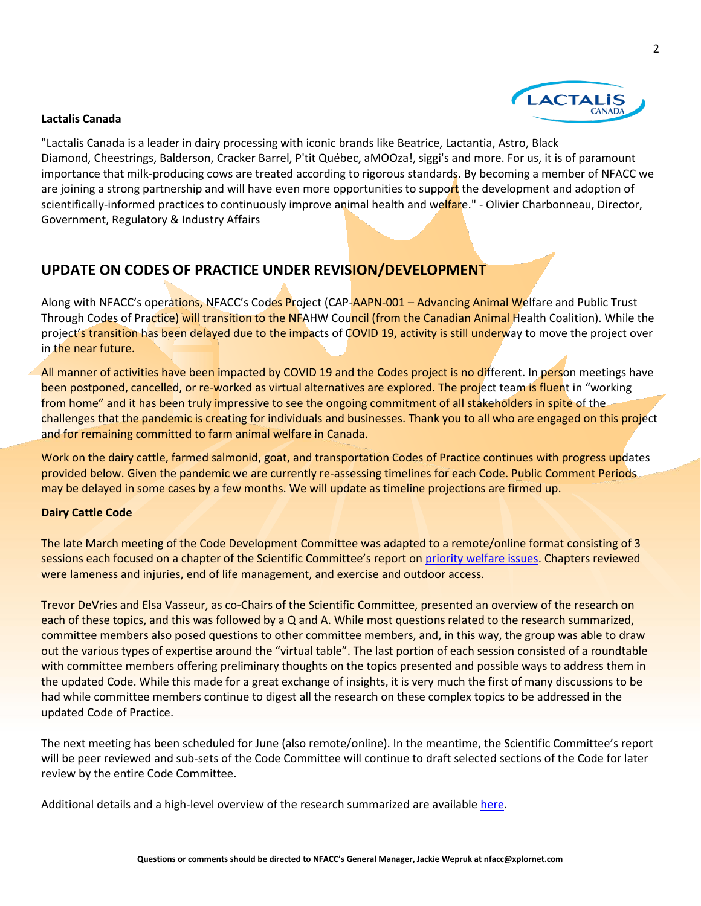**Lactalis Canada**

"Lactalis Canada is a leader in dairy processing with iconic brands like Beatrice, Lactantia, Astro, Black Diamond, Cheestrings, Balderson, Cracker Barrel, P'tit Québec, aMOOza!, siggi's and more. For us, it is of paramount importance that milk-producing cows are treated according to rigorous standards. By becoming a member of NFACC we are joining a strong partnership and will have even more opportunities to support the development and adoption of scientifically-informed practices to continuously improve animal health and welfare." - Olivier Charbonneau, Director, Government, Regulatory & Industry Affairs

## UPDATE ON CODES OF PRACTICE UNDER REVISION/DEVELOPMENT

Along with NFACC's operations, NFACC's Codes Project (CAP-AAPN-001 – Advancing Animal Welfare and Public Trust Through Codes of Practice) will transition to the NFAHW Council (from the Canadian Animal Health Coalition). While the project's transition has been delayed due to the impacts of COVID 19, activity is still underway to move the project over in the near future.

All manner of activities have been impacted by COVID 19 and the Codes project is no different. In person meetings have been postponed, cancelled, or re-worked as virtual alternatives are explored. The project team is fluent in "working from home" and it has been truly impressive to see the ongoing commitment of all stakeholders in spite of the challenges that the pandemic is creating for individuals and businesses. Thank you to all who are engaged on this project and for remaining committed to farm animal welfare in Canada.

Work on the dairy cattle, farmed salmonid, goat, and transportation Codes of Practice continues with progress updates provided below. Given the pandemic we are currently re-assessing timelines for each Code. Public Comment Periods may be delayed in some cases by a few months. We will update as timeline projections are firmed up.

**Dairy Cattle Code**

The late March meeting of the Code Development Committee was adapted to a remote/online format consisting of 3 sessions each focused on a chapter of the Scientific Committee's report on priority welfare issues. Chapters reviewed were lameness and injuries, end of life management, and exercise and outdoor access.

Trevor DeVries and Elsa Vasseur, as co-Chairs of the Scientific Committee, presented an overview of the research on each of these topics, and this was followed by a Q and A. While most questions related to the research summarized, committee members also posed questions to other committee members, and, in this way, the group was able to draw out the various types of expertise around the "virtual table". The last portion of each session consisted of a roundtable with committee members offering preliminary thoughts on the topics presented and possible ways to address them in the updated Code. While this made for a great exchange of insights, it is very much the first of many discussions to be had while committee members continue to digest all the research on these complex topics to be addressed in the updated Code of Practice.

The next meeting has been scheduled for June (also remote/online). In the meantime, the Scientific Committee's report will be peer reviewed and sub-sets of the Code Committee will continue to draft selected sections of the Code for later review by the entire Code Committee.

Additional details and a high-level overview of the research summarized are available here.

**Questions or comments should be directed to NFACC's General Manager, Jackie Wepruk at nfacc@xplornet.com**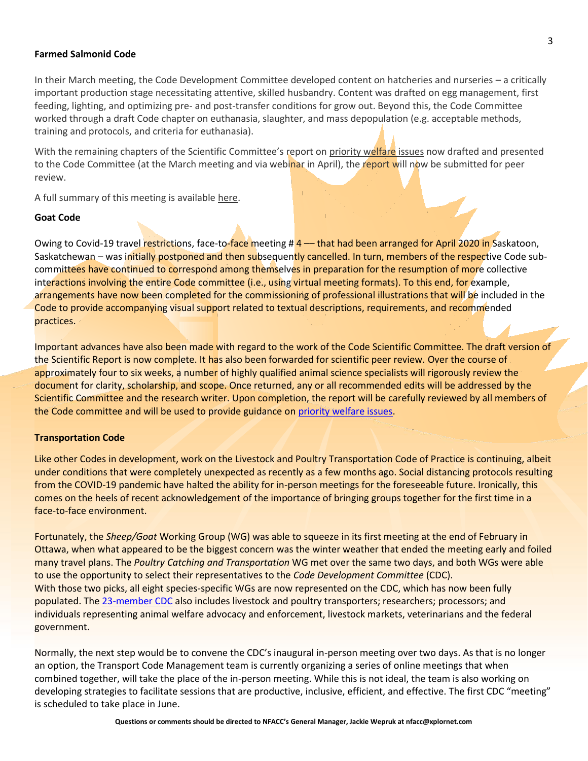**Farmed Salmonid Code**

In their March meeting, the Code Development Committee developed content on hatcheries and nurseries – a critically important production stage necessitating attentive, skilled husbandry. Content was drafted on egg management, first feeding, lighting, and optimizing pre- and post-transfer conditions for grow out. Beyond this, the Code Committee worked through a draft Code chapter on euthanasia, slaughter, and mass depopulation (e.g. acceptable methods, training and protocols, and criteria for euthanasia).

With the remaining chapters of the Scientific Committee's report on priority welfare issues now drafted and presented to the Code Committee (at the March meeting and via webinar in April), the report will now be submitted for peer review.

A full summary of this meeting is available here.

**Goat Code**

Owing to Covid-19 travel restrictions, face-to-face meeting # 4 — that had been arranged for April 2020 in Saskatoon, Saskatchewan – was initially postponed and then subsequently cancelled. In turn, members of the respective Code sub-committees have continued to correspond among themselves in preparation for the resumption of more collective interactions involving the entire Code committee (i.e., using virtual meeting formats). To this end, for example, arrangements have now been completed for the commissioning of professional illustrations that will be included in the Code to provide accompanying visual support related to textual descriptions, requirements, and recommended practices.

Important advances have also been made with regard to the work of the Code Scientific Committee. The draft version of the Scientific Report is now complete. It has also been forwarded for scientific peer review. Over the course of approximately four to six weeks, a number of highly qualified animal science specialists will rigorously review the document for clarity, scholarship, and scope. Once returned, any or all recommended edits will be addressed by the Scientific Committee and the research writer. Upon completion, the report will be carefully reviewed by all members of the Code committee and will be used to provide guidance on priority welfare issues.

**Transportation Code**

Like other Codes in development, work on the Livestock and Poultry Transportation Code of Practice is continuing, albeit under conditions that were completely unexpected as recently as a few months ago. Social distancing protocols resulting from the COVID-19 pandemic have halted the ability for in-person meetings for the foreseeable future. Ironically, this comes on the heels of recent acknowledgement of the importance of bringing groups together for the first time in a face-to-face environment.

Fortunately, the *Sheep/Goat* Working Group (WG) was able to squeeze in its first meeting at the end of February in Ottawa, when what appeared to be the biggest concern was the winter weather that ended the meeting early and foiled many travel plans. The *Poultry Catching and Transportation* WG met over the same two days, and both WGs were able to use the opportunity to select their representatives to the *Code Development Committee* (CDC).
With those two picks, all eight species-specific WGs are now represented on the CDC, which has now been fully populated. The 23-member CDC also includes livestock and poultry transporters; researchers; processors; and individuals representing animal welfare advocacy and enforcement, livestock markets, veterinarians and the federal government.

Normally, the next step would be to convene the CDC's inaugural in-person meeting over two days. As that is no longer an option, the Transport Code Management team is currently organizing a series of online meetings that when combined together, will take the place of the in-person meeting. While this is not ideal, the team is also working on developing strategies to facilitate sessions that are productive, inclusive, efficient, and effective. The first CDC "meeting" is scheduled to take place in June.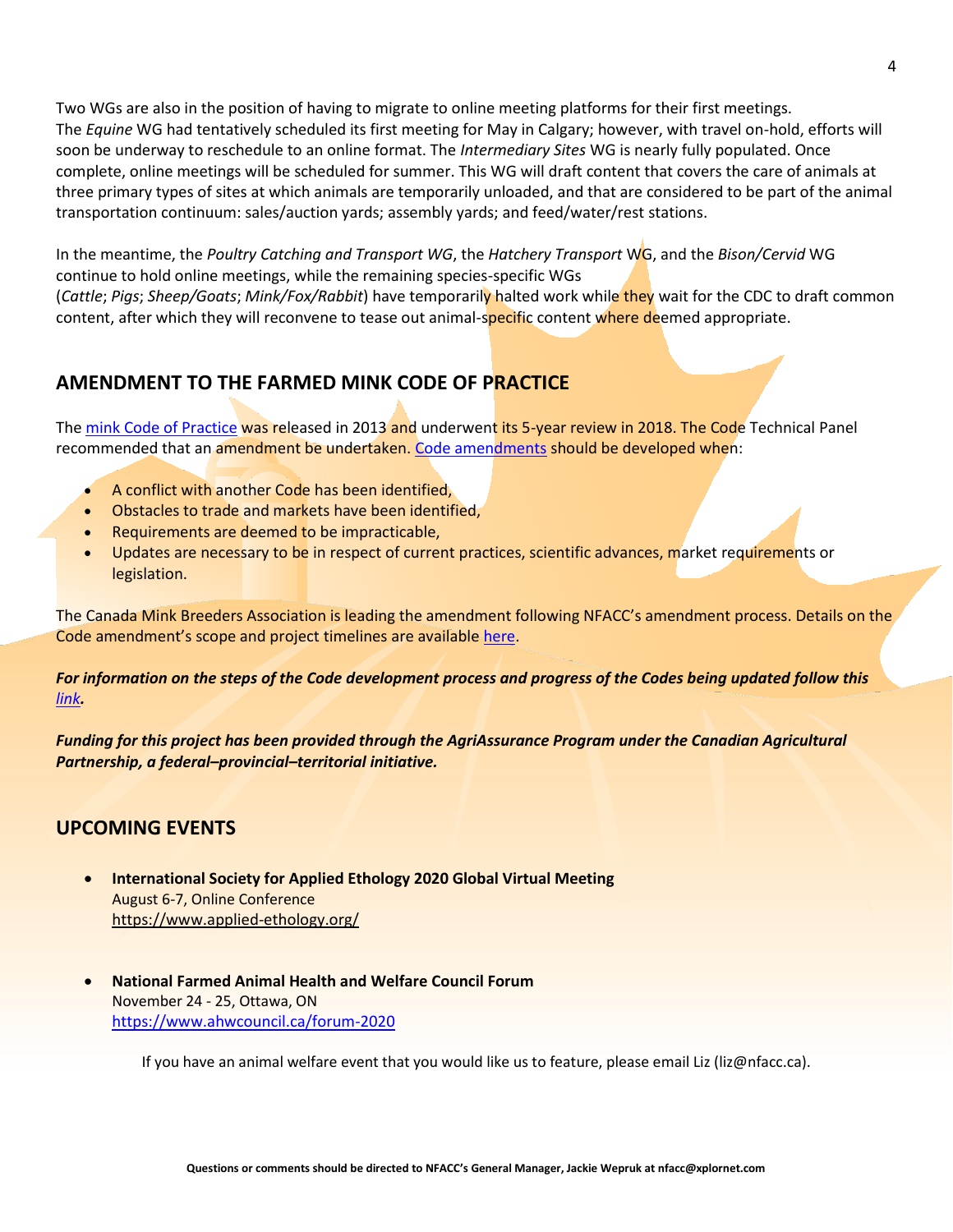Two WGs are also in the position of having to migrate to online meeting platforms for their first meetings. The *Equine* WG had tentatively scheduled its first meeting for May in Calgary; however, with travel on-hold, efforts will soon be underway to reschedule to an online format. The *Intermediary Sites* WG is nearly fully populated. Once complete, online meetings will be scheduled for summer. This WG will draft content that covers the care of animals at three primary types of sites at which animals are temporarily unloaded, and that are considered to be part of the animal transportation continuum: sales/auction yards; assembly yards; and feed/water/rest stations.

In the meantime, the *Poultry Catching and Transport WG*, the *Hatchery Transport* WG, and the *Bison/Cervid* WG continue to hold online meetings, while the remaining species-specific WGs (*Cattle*; *Pigs*; *Sheep/Goats*; *Mink/Fox/Rabbit*) have temporarily halted work while they wait for the CDC to draft common content, after which they will reconvene to tease out animal-specific content where deemed appropriate.

## AMENDMENT TO THE FARMED MINK CODE OF PRACTICE

The mink Code of Practice was released in 2013 and underwent its 5-year review in 2018. The Code Technical Panel recommended that an amendment be undertaken. Code amendments should be developed when:

- A conflict with another Code has been identified,
- Obstacles to trade and markets have been identified,
- Requirements are deemed to be impracticable,
- Updates are necessary to be in respect of current practices, scientific advances, market requirements or legislation.

The Canada Mink Breeders Association is leading the amendment following NFACC's amendment process. Details on the Code amendment's scope and project timelines are available here.

***For information on the steps of the Code development process and progress of the Codes being updated follow this link.***

***Funding for this project has been provided through the AgriAssurance Program under the Canadian Agricultural Partnership, a federal–provincial–territorial initiative.***

## UPCOMING EVENTS

- **International Society for Applied Ethology 2020 Global Virtual Meeting**
  August 6-7, Online Conference
  https://www.applied-ethology.org/

- **National Farmed Animal Health and Welfare Council Forum**
  November 24 - 25, Ottawa, ON
  https://www.ahwcouncil.ca/forum-2020

If you have an animal welfare event that you would like us to feature, please email Liz (liz@nfacc.ca).

**Questions or comments should be directed to NFACC's General Manager, Jackie Wepruk at nfacc@xplornet.com**